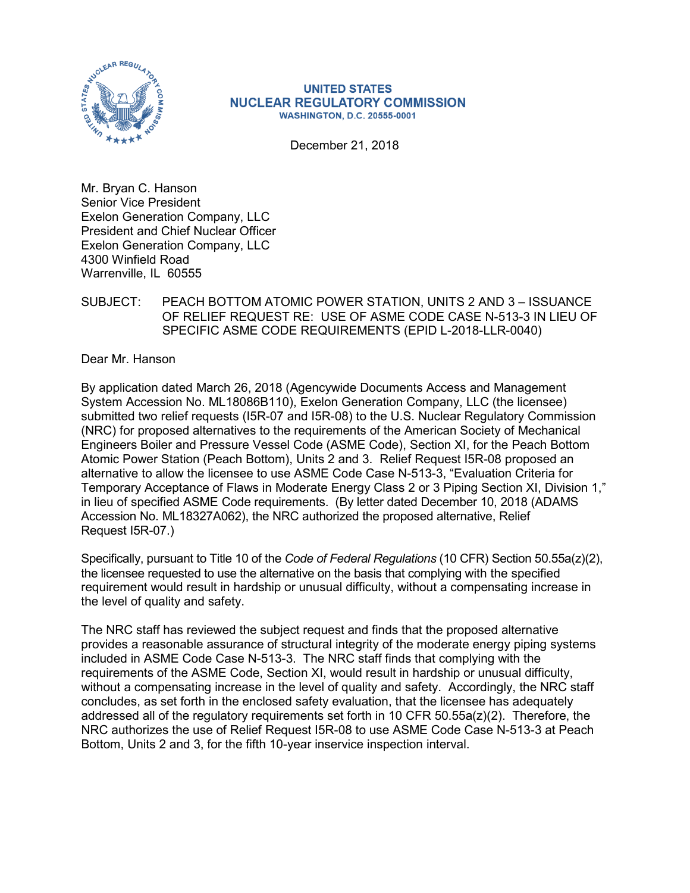**UNITED STATES**
**NUCLEAR REGULATORY COMMISSION**
**WASHINGTON, D.C. 20555-0001**

December 21, 2018

Mr. Bryan C. Hanson
Senior Vice President
Exelon Generation Company, LLC
President and Chief Nuclear Officer
Exelon Generation Company, LLC
4300 Winfield Road
Warrenville, IL 60555

SUBJECT: PEACH BOTTOM ATOMIC POWER STATION, UNITS 2 AND 3 – ISSUANCE OF RELIEF REQUEST RE: USE OF ASME CODE CASE N-513-3 IN LIEU OF SPECIFIC ASME CODE REQUIREMENTS (EPID L-2018-LLR-0040)

Dear Mr. Hanson

By application dated March 26, 2018 (Agencywide Documents Access and Management System Accession No. ML18086B110), Exelon Generation Company, LLC (the licensee) submitted two relief requests (I5R-07 and I5R-08) to the U.S. Nuclear Regulatory Commission (NRC) for proposed alternatives to the requirements of the American Society of Mechanical Engineers Boiler and Pressure Vessel Code (ASME Code), Section XI, for the Peach Bottom Atomic Power Station (Peach Bottom), Units 2 and 3. Relief Request I5R-08 proposed an alternative to allow the licensee to use ASME Code Case N-513-3, "Evaluation Criteria for Temporary Acceptance of Flaws in Moderate Energy Class 2 or 3 Piping Section XI, Division 1," in lieu of specified ASME Code requirements. (By letter dated December 10, 2018 (ADAMS Accession No. ML18327A062), the NRC authorized the proposed alternative, Relief Request I5R-07.)

Specifically, pursuant to Title 10 of the *Code of Federal Regulations* (10 CFR) Section 50.55a(z)(2), the licensee requested to use the alternative on the basis that complying with the specified requirement would result in hardship or unusual difficulty, without a compensating increase in the level of quality and safety.

The NRC staff has reviewed the subject request and finds that the proposed alternative provides a reasonable assurance of structural integrity of the moderate energy piping systems included in ASME Code Case N-513-3. The NRC staff finds that complying with the requirements of the ASME Code, Section XI, would result in hardship or unusual difficulty, without a compensating increase in the level of quality and safety. Accordingly, the NRC staff concludes, as set forth in the enclosed safety evaluation, that the licensee has adequately addressed all of the regulatory requirements set forth in 10 CFR 50.55a(z)(2). Therefore, the NRC authorizes the use of Relief Request I5R-08 to use ASME Code Case N-513-3 at Peach Bottom, Units 2 and 3, for the fifth 10-year inservice inspection interval.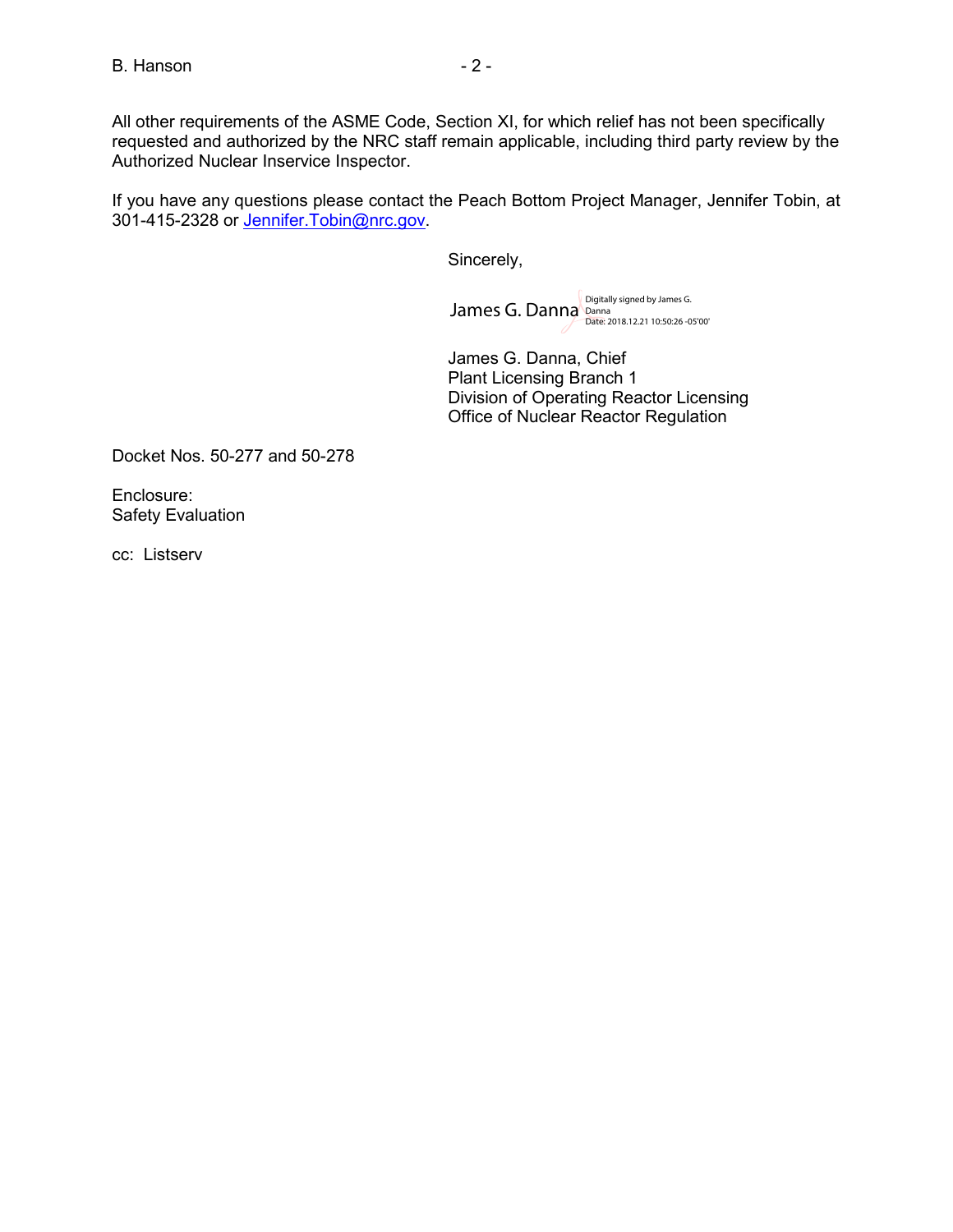All other requirements of the ASME Code, Section XI, for which relief has not been specifically requested and authorized by the NRC staff remain applicable, including third party review by the Authorized Nuclear Inservice Inspector.

If you have any questions please contact the Peach Bottom Project Manager, Jennifer Tobin, at 301-415-2328 or Jennifer.Tobin@nrc.gov.

Sincerely,

James G. Danna  Digitally signed by James G. Danna Date: 2018.12.21 10:50:26 -05'00'

James G. Danna, Chief
Plant Licensing Branch 1
Division of Operating Reactor Licensing
Office of Nuclear Reactor Regulation

Docket Nos. 50-277 and 50-278

Enclosure:
Safety Evaluation

cc: Listserv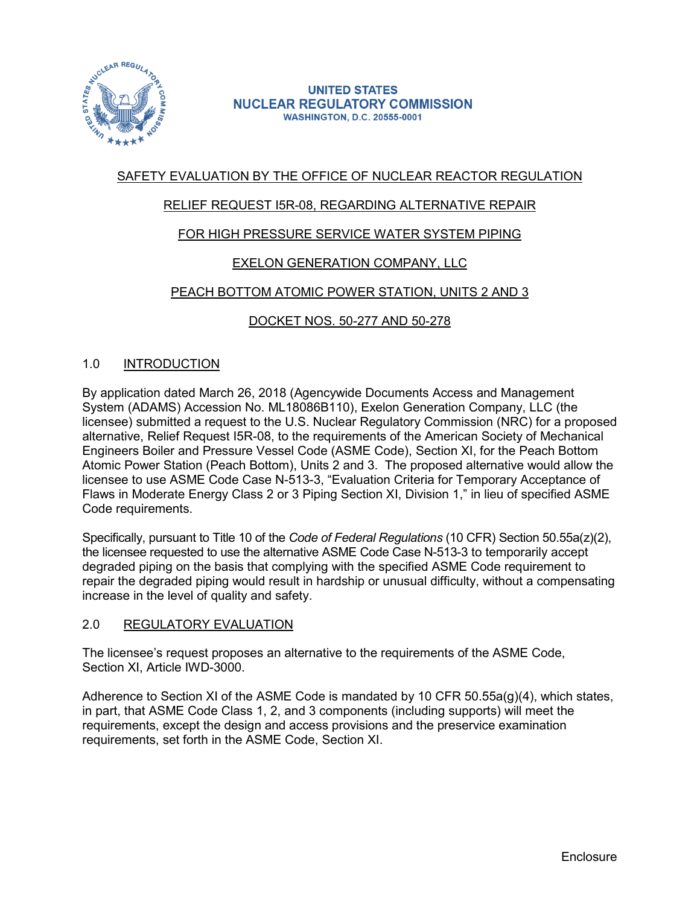UNITED STATES
NUCLEAR REGULATORY COMMISSION
WASHINGTON, D.C. 20555-0001

SAFETY EVALUATION BY THE OFFICE OF NUCLEAR REACTOR REGULATION

RELIEF REQUEST I5R-08, REGARDING ALTERNATIVE REPAIR

FOR HIGH PRESSURE SERVICE WATER SYSTEM PIPING

EXELON GENERATION COMPANY, LLC

PEACH BOTTOM ATOMIC POWER STATION, UNITS 2 AND 3

DOCKET NOS. 50-277 AND 50-278

## 1.0 INTRODUCTION

By application dated March 26, 2018 (Agencywide Documents Access and Management System (ADAMS) Accession No. ML18086B110), Exelon Generation Company, LLC (the licensee) submitted a request to the U.S. Nuclear Regulatory Commission (NRC) for a proposed alternative, Relief Request I5R-08, to the requirements of the American Society of Mechanical Engineers Boiler and Pressure Vessel Code (ASME Code), Section XI, for the Peach Bottom Atomic Power Station (Peach Bottom), Units 2 and 3. The proposed alternative would allow the licensee to use ASME Code Case N-513-3, "Evaluation Criteria for Temporary Acceptance of Flaws in Moderate Energy Class 2 or 3 Piping Section XI, Division 1," in lieu of specified ASME Code requirements.

Specifically, pursuant to Title 10 of the *Code of Federal Regulations* (10 CFR) Section 50.55a(z)(2), the licensee requested to use the alternative ASME Code Case N-513-3 to temporarily accept degraded piping on the basis that complying with the specified ASME Code requirement to repair the degraded piping would result in hardship or unusual difficulty, without a compensating increase in the level of quality and safety.

## 2.0 REGULATORY EVALUATION

The licensee's request proposes an alternative to the requirements of the ASME Code, Section XI, Article IWD-3000.

Adherence to Section XI of the ASME Code is mandated by 10 CFR 50.55a(g)(4), which states, in part, that ASME Code Class 1, 2, and 3 components (including supports) will meet the requirements, except the design and access provisions and the preservice examination requirements, set forth in the ASME Code, Section XI.

Enclosure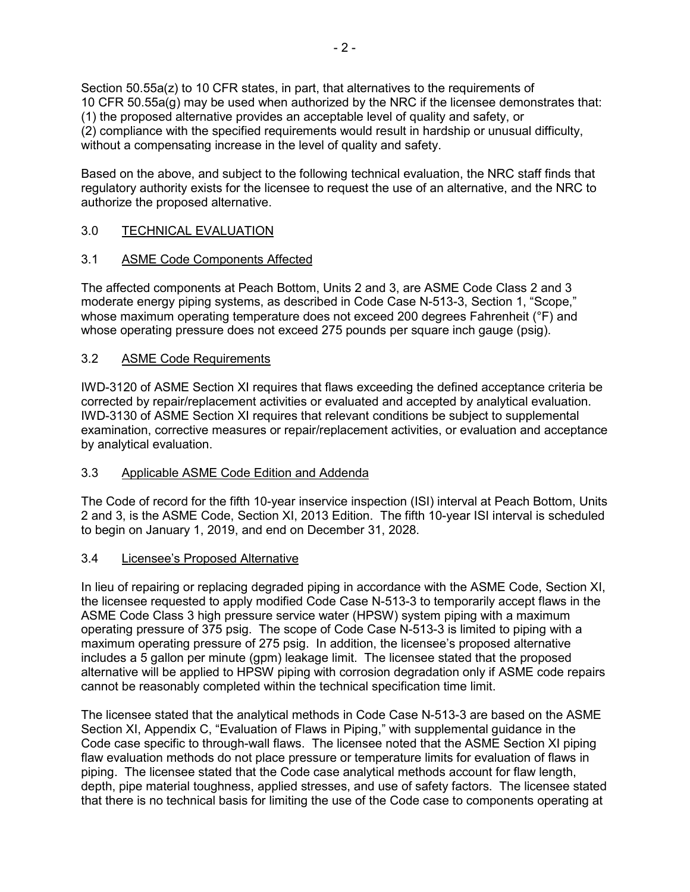Section 50.55a(z) to 10 CFR states, in part, that alternatives to the requirements of 10 CFR 50.55a(g) may be used when authorized by the NRC if the licensee demonstrates that: (1) the proposed alternative provides an acceptable level of quality and safety, or (2) compliance with the specified requirements would result in hardship or unusual difficulty, without a compensating increase in the level of quality and safety.

Based on the above, and subject to the following technical evaluation, the NRC staff finds that regulatory authority exists for the licensee to request the use of an alternative, and the NRC to authorize the proposed alternative.

## 3.0 TECHNICAL EVALUATION

### 3.1 ASME Code Components Affected

The affected components at Peach Bottom, Units 2 and 3, are ASME Code Class 2 and 3 moderate energy piping systems, as described in Code Case N-513-3, Section 1, "Scope," whose maximum operating temperature does not exceed 200 degrees Fahrenheit (°F) and whose operating pressure does not exceed 275 pounds per square inch gauge (psig).

### 3.2 ASME Code Requirements

IWD-3120 of ASME Section XI requires that flaws exceeding the defined acceptance criteria be corrected by repair/replacement activities or evaluated and accepted by analytical evaluation. IWD-3130 of ASME Section XI requires that relevant conditions be subject to supplemental examination, corrective measures or repair/replacement activities, or evaluation and acceptance by analytical evaluation.

### 3.3 Applicable ASME Code Edition and Addenda

The Code of record for the fifth 10-year inservice inspection (ISI) interval at Peach Bottom, Units 2 and 3, is the ASME Code, Section XI, 2013 Edition. The fifth 10-year ISI interval is scheduled to begin on January 1, 2019, and end on December 31, 2028.

### 3.4 Licensee's Proposed Alternative

In lieu of repairing or replacing degraded piping in accordance with the ASME Code, Section XI, the licensee requested to apply modified Code Case N-513-3 to temporarily accept flaws in the ASME Code Class 3 high pressure service water (HPSW) system piping with a maximum operating pressure of 375 psig. The scope of Code Case N-513-3 is limited to piping with a maximum operating pressure of 275 psig. In addition, the licensee's proposed alternative includes a 5 gallon per minute (gpm) leakage limit. The licensee stated that the proposed alternative will be applied to HPSW piping with corrosion degradation only if ASME code repairs cannot be reasonably completed within the technical specification time limit.

The licensee stated that the analytical methods in Code Case N-513-3 are based on the ASME Section XI, Appendix C, "Evaluation of Flaws in Piping," with supplemental guidance in the Code case specific to through-wall flaws. The licensee noted that the ASME Section XI piping flaw evaluation methods do not place pressure or temperature limits for evaluation of flaws in piping. The licensee stated that the Code case analytical methods account for flaw length, depth, pipe material toughness, applied stresses, and use of safety factors. The licensee stated that there is no technical basis for limiting the use of the Code case to components operating at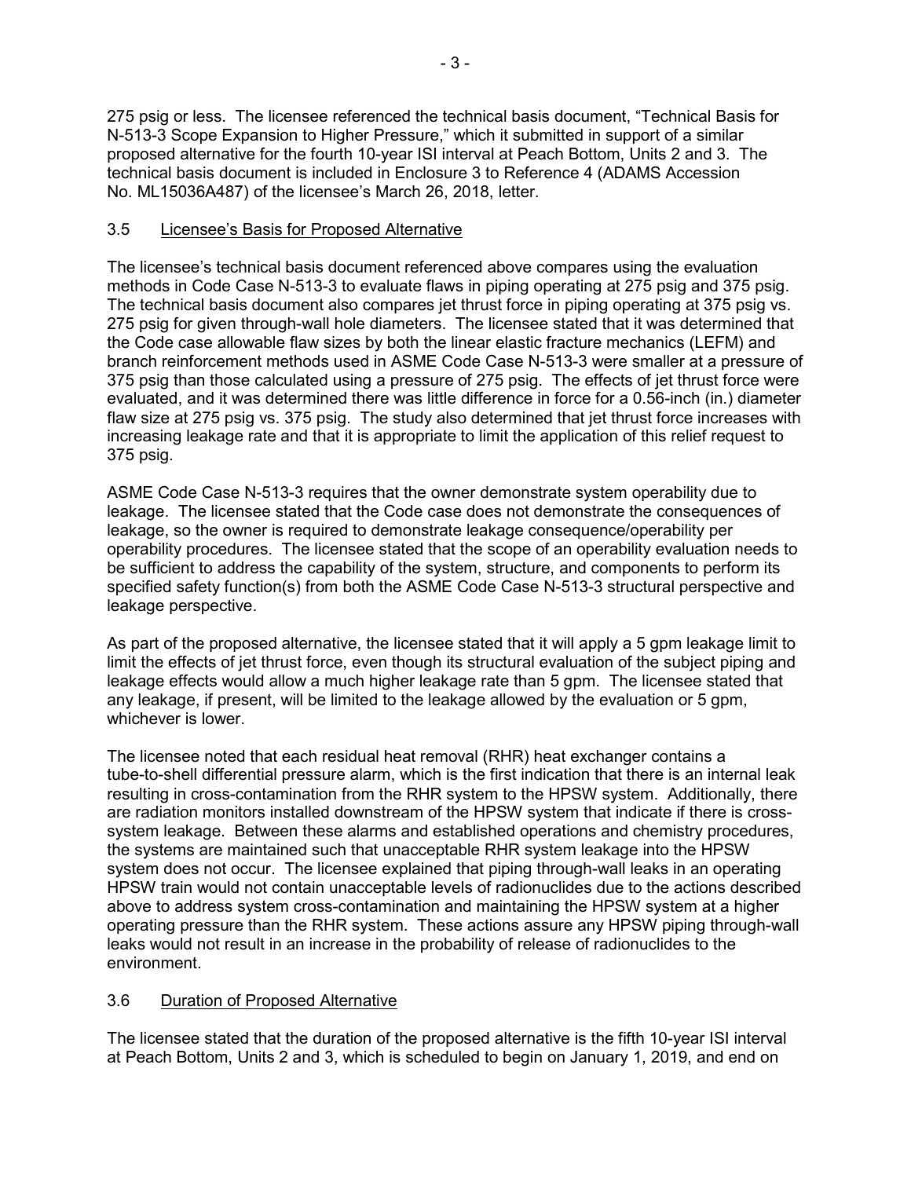275 psig or less. The licensee referenced the technical basis document, "Technical Basis for N-513-3 Scope Expansion to Higher Pressure," which it submitted in support of a similar proposed alternative for the fourth 10-year ISI interval at Peach Bottom, Units 2 and 3. The technical basis document is included in Enclosure 3 to Reference 4 (ADAMS Accession No. ML15036A487) of the licensee's March 26, 2018, letter.

### 3.5 Licensee's Basis for Proposed Alternative

The licensee's technical basis document referenced above compares using the evaluation methods in Code Case N-513-3 to evaluate flaws in piping operating at 275 psig and 375 psig. The technical basis document also compares jet thrust force in piping operating at 375 psig vs. 275 psig for given through-wall hole diameters. The licensee stated that it was determined that the Code case allowable flaw sizes by both the linear elastic fracture mechanics (LEFM) and branch reinforcement methods used in ASME Code Case N-513-3 were smaller at a pressure of 375 psig than those calculated using a pressure of 275 psig. The effects of jet thrust force were evaluated, and it was determined there was little difference in force for a 0.56-inch (in.) diameter flaw size at 275 psig vs. 375 psig. The study also determined that jet thrust force increases with increasing leakage rate and that it is appropriate to limit the application of this relief request to 375 psig.

ASME Code Case N-513-3 requires that the owner demonstrate system operability due to leakage. The licensee stated that the Code case does not demonstrate the consequences of leakage, so the owner is required to demonstrate leakage consequence/operability per operability procedures. The licensee stated that the scope of an operability evaluation needs to be sufficient to address the capability of the system, structure, and components to perform its specified safety function(s) from both the ASME Code Case N-513-3 structural perspective and leakage perspective.

As part of the proposed alternative, the licensee stated that it will apply a 5 gpm leakage limit to limit the effects of jet thrust force, even though its structural evaluation of the subject piping and leakage effects would allow a much higher leakage rate than 5 gpm. The licensee stated that any leakage, if present, will be limited to the leakage allowed by the evaluation or 5 gpm, whichever is lower.

The licensee noted that each residual heat removal (RHR) heat exchanger contains a tube-to-shell differential pressure alarm, which is the first indication that there is an internal leak resulting in cross-contamination from the RHR system to the HPSW system. Additionally, there are radiation monitors installed downstream of the HPSW system that indicate if there is cross-system leakage. Between these alarms and established operations and chemistry procedures, the systems are maintained such that unacceptable RHR system leakage into the HPSW system does not occur. The licensee explained that piping through-wall leaks in an operating HPSW train would not contain unacceptable levels of radionuclides due to the actions described above to address system cross-contamination and maintaining the HPSW system at a higher operating pressure than the RHR system. These actions assure any HPSW piping through-wall leaks would not result in an increase in the probability of release of radionuclides to the environment.

### 3.6 Duration of Proposed Alternative

The licensee stated that the duration of the proposed alternative is the fifth 10-year ISI interval at Peach Bottom, Units 2 and 3, which is scheduled to begin on January 1, 2019, and end on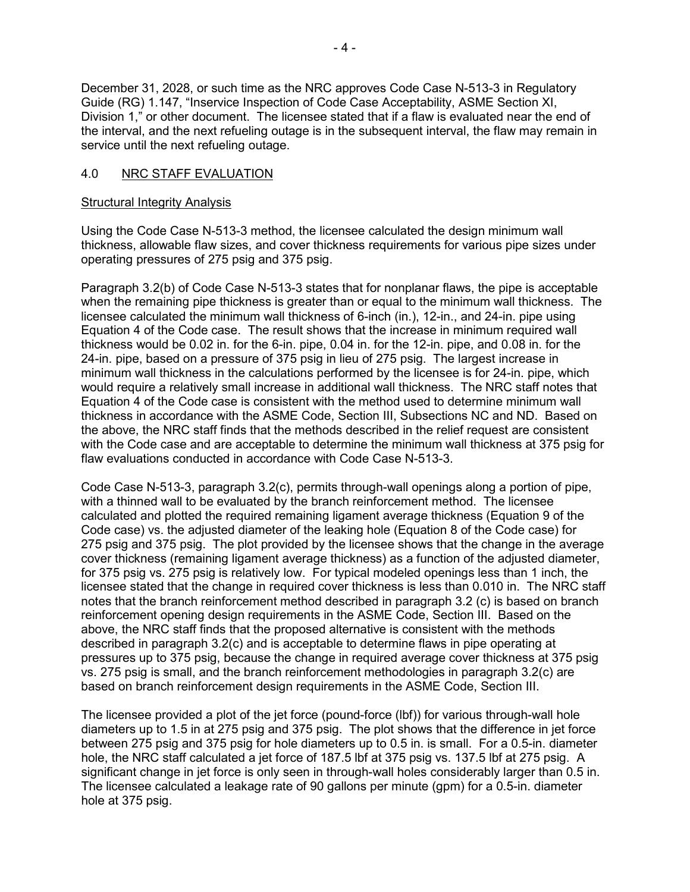December 31, 2028, or such time as the NRC approves Code Case N-513-3 in Regulatory Guide (RG) 1.147, "Inservice Inspection of Code Case Acceptability, ASME Section XI, Division 1," or other document. The licensee stated that if a flaw is evaluated near the end of the interval, and the next refueling outage is in the subsequent interval, the flaw may remain in service until the next refueling outage.

## 4.0 NRC STAFF EVALUATION

### Structural Integrity Analysis

Using the Code Case N-513-3 method, the licensee calculated the design minimum wall thickness, allowable flaw sizes, and cover thickness requirements for various pipe sizes under operating pressures of 275 psig and 375 psig.

Paragraph 3.2(b) of Code Case N-513-3 states that for nonplanar flaws, the pipe is acceptable when the remaining pipe thickness is greater than or equal to the minimum wall thickness. The licensee calculated the minimum wall thickness of 6-inch (in.), 12-in., and 24-in. pipe using Equation 4 of the Code case. The result shows that the increase in minimum required wall thickness would be 0.02 in. for the 6-in. pipe, 0.04 in. for the 12-in. pipe, and 0.08 in. for the 24-in. pipe, based on a pressure of 375 psig in lieu of 275 psig. The largest increase in minimum wall thickness in the calculations performed by the licensee is for 24-in. pipe, which would require a relatively small increase in additional wall thickness. The NRC staff notes that Equation 4 of the Code case is consistent with the method used to determine minimum wall thickness in accordance with the ASME Code, Section III, Subsections NC and ND. Based on the above, the NRC staff finds that the methods described in the relief request are consistent with the Code case and are acceptable to determine the minimum wall thickness at 375 psig for flaw evaluations conducted in accordance with Code Case N-513-3.

Code Case N-513-3, paragraph 3.2(c), permits through-wall openings along a portion of pipe, with a thinned wall to be evaluated by the branch reinforcement method. The licensee calculated and plotted the required remaining ligament average thickness (Equation 9 of the Code case) vs. the adjusted diameter of the leaking hole (Equation 8 of the Code case) for 275 psig and 375 psig. The plot provided by the licensee shows that the change in the average cover thickness (remaining ligament average thickness) as a function of the adjusted diameter, for 375 psig vs. 275 psig is relatively low. For typical modeled openings less than 1 inch, the licensee stated that the change in required cover thickness is less than 0.010 in. The NRC staff notes that the branch reinforcement method described in paragraph 3.2 (c) is based on branch reinforcement opening design requirements in the ASME Code, Section III. Based on the above, the NRC staff finds that the proposed alternative is consistent with the methods described in paragraph 3.2(c) and is acceptable to determine flaws in pipe operating at pressures up to 375 psig, because the change in required average cover thickness at 375 psig vs. 275 psig is small, and the branch reinforcement methodologies in paragraph 3.2(c) are based on branch reinforcement design requirements in the ASME Code, Section III.

The licensee provided a plot of the jet force (pound-force (lbf)) for various through-wall hole diameters up to 1.5 in at 275 psig and 375 psig. The plot shows that the difference in jet force between 275 psig and 375 psig for hole diameters up to 0.5 in. is small. For a 0.5-in. diameter hole, the NRC staff calculated a jet force of 187.5 lbf at 375 psig vs. 137.5 lbf at 275 psig. A significant change in jet force is only seen in through-wall holes considerably larger than 0.5 in. The licensee calculated a leakage rate of 90 gallons per minute (gpm) for a 0.5-in. diameter hole at 375 psig.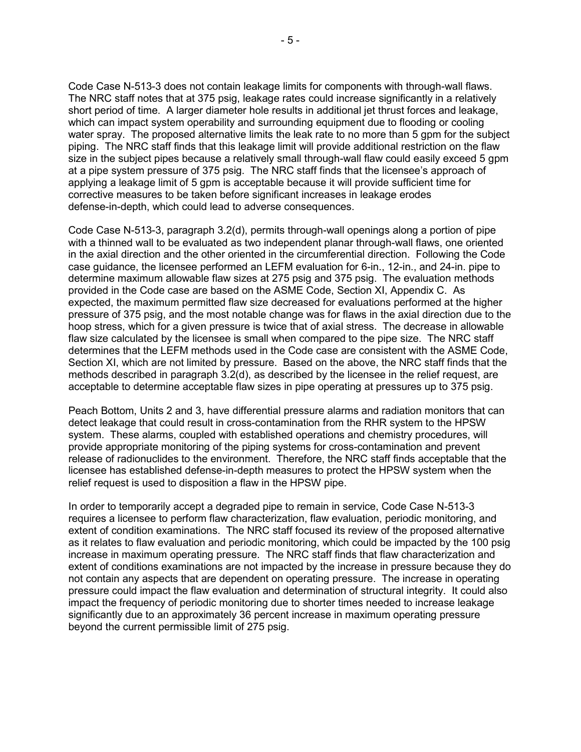Code Case N-513-3 does not contain leakage limits for components with through-wall flaws. The NRC staff notes that at 375 psig, leakage rates could increase significantly in a relatively short period of time. A larger diameter hole results in additional jet thrust forces and leakage, which can impact system operability and surrounding equipment due to flooding or cooling water spray. The proposed alternative limits the leak rate to no more than 5 gpm for the subject piping. The NRC staff finds that this leakage limit will provide additional restriction on the flaw size in the subject pipes because a relatively small through-wall flaw could easily exceed 5 gpm at a pipe system pressure of 375 psig. The NRC staff finds that the licensee's approach of applying a leakage limit of 5 gpm is acceptable because it will provide sufficient time for corrective measures to be taken before significant increases in leakage erodes defense-in-depth, which could lead to adverse consequences.

Code Case N-513-3, paragraph 3.2(d), permits through-wall openings along a portion of pipe with a thinned wall to be evaluated as two independent planar through-wall flaws, one oriented in the axial direction and the other oriented in the circumferential direction. Following the Code case guidance, the licensee performed an LEFM evaluation for 6-in., 12-in., and 24-in. pipe to determine maximum allowable flaw sizes at 275 psig and 375 psig. The evaluation methods provided in the Code case are based on the ASME Code, Section XI, Appendix C. As expected, the maximum permitted flaw size decreased for evaluations performed at the higher pressure of 375 psig, and the most notable change was for flaws in the axial direction due to the hoop stress, which for a given pressure is twice that of axial stress. The decrease in allowable flaw size calculated by the licensee is small when compared to the pipe size. The NRC staff determines that the LEFM methods used in the Code case are consistent with the ASME Code, Section XI, which are not limited by pressure. Based on the above, the NRC staff finds that the methods described in paragraph 3.2(d), as described by the licensee in the relief request, are acceptable to determine acceptable flaw sizes in pipe operating at pressures up to 375 psig.

Peach Bottom, Units 2 and 3, have differential pressure alarms and radiation monitors that can detect leakage that could result in cross-contamination from the RHR system to the HPSW system. These alarms, coupled with established operations and chemistry procedures, will provide appropriate monitoring of the piping systems for cross-contamination and prevent release of radionuclides to the environment. Therefore, the NRC staff finds acceptable that the licensee has established defense-in-depth measures to protect the HPSW system when the relief request is used to disposition a flaw in the HPSW pipe.

In order to temporarily accept a degraded pipe to remain in service, Code Case N-513-3 requires a licensee to perform flaw characterization, flaw evaluation, periodic monitoring, and extent of condition examinations. The NRC staff focused its review of the proposed alternative as it relates to flaw evaluation and periodic monitoring, which could be impacted by the 100 psig increase in maximum operating pressure. The NRC staff finds that flaw characterization and extent of conditions examinations are not impacted by the increase in pressure because they do not contain any aspects that are dependent on operating pressure. The increase in operating pressure could impact the flaw evaluation and determination of structural integrity. It could also impact the frequency of periodic monitoring due to shorter times needed to increase leakage significantly due to an approximately 36 percent increase in maximum operating pressure beyond the current permissible limit of 275 psig.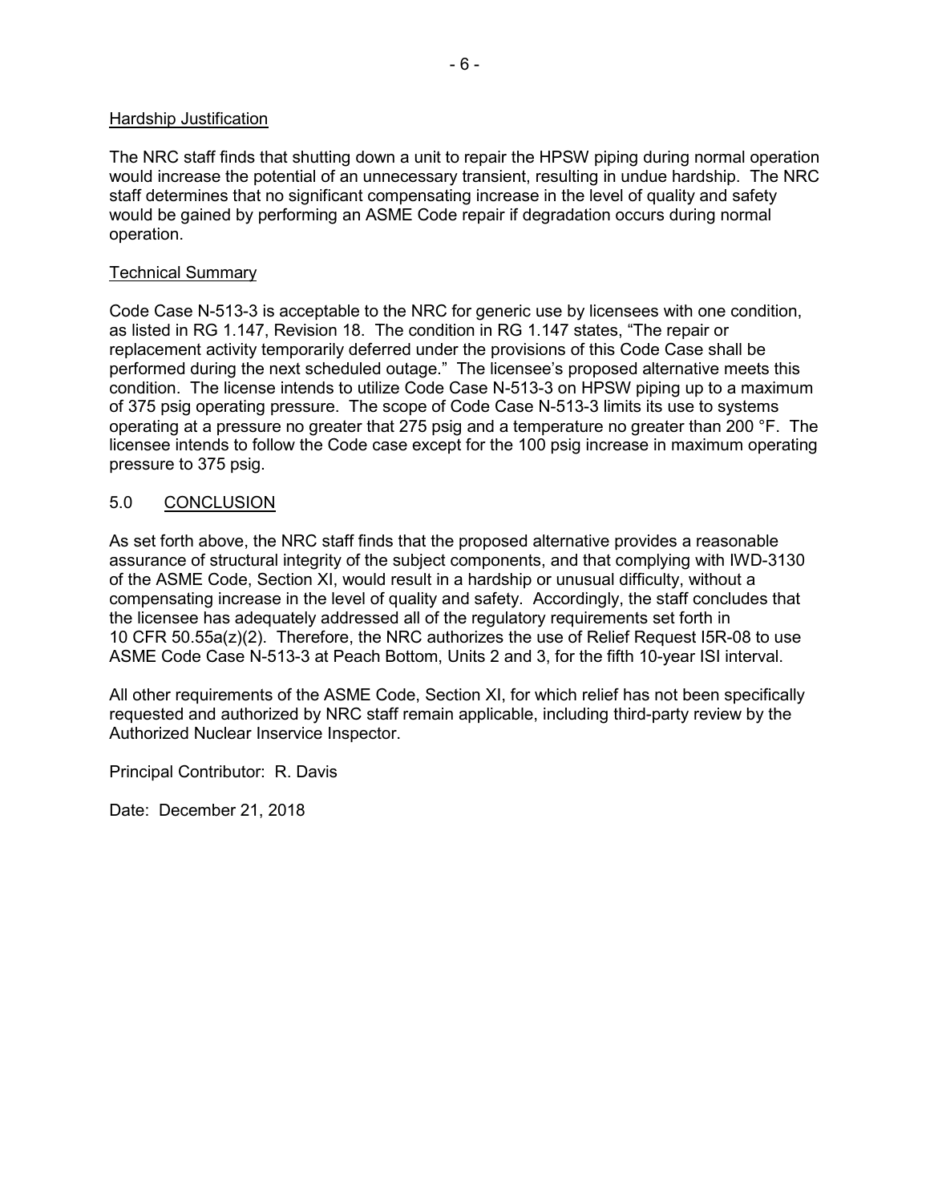Hardship Justification

The NRC staff finds that shutting down a unit to repair the HPSW piping during normal operation would increase the potential of an unnecessary transient, resulting in undue hardship. The NRC staff determines that no significant compensating increase in the level of quality and safety would be gained by performing an ASME Code repair if degradation occurs during normal operation.

Technical Summary

Code Case N-513-3 is acceptable to the NRC for generic use by licensees with one condition, as listed in RG 1.147, Revision 18. The condition in RG 1.147 states, "The repair or replacement activity temporarily deferred under the provisions of this Code Case shall be performed during the next scheduled outage." The licensee's proposed alternative meets this condition. The license intends to utilize Code Case N-513-3 on HPSW piping up to a maximum of 375 psig operating pressure. The scope of Code Case N-513-3 limits its use to systems operating at a pressure no greater that 275 psig and a temperature no greater than 200 °F. The licensee intends to follow the Code case except for the 100 psig increase in maximum operating pressure to 375 psig.

## 5.0 CONCLUSION

As set forth above, the NRC staff finds that the proposed alternative provides a reasonable assurance of structural integrity of the subject components, and that complying with IWD-3130 of the ASME Code, Section XI, would result in a hardship or unusual difficulty, without a compensating increase in the level of quality and safety. Accordingly, the staff concludes that the licensee has adequately addressed all of the regulatory requirements set forth in 10 CFR 50.55a(z)(2). Therefore, the NRC authorizes the use of Relief Request I5R-08 to use ASME Code Case N-513-3 at Peach Bottom, Units 2 and 3, for the fifth 10-year ISI interval.

All other requirements of the ASME Code, Section XI, for which relief has not been specifically requested and authorized by NRC staff remain applicable, including third-party review by the Authorized Nuclear Inservice Inspector.

Principal Contributor: R. Davis

Date: December 21, 2018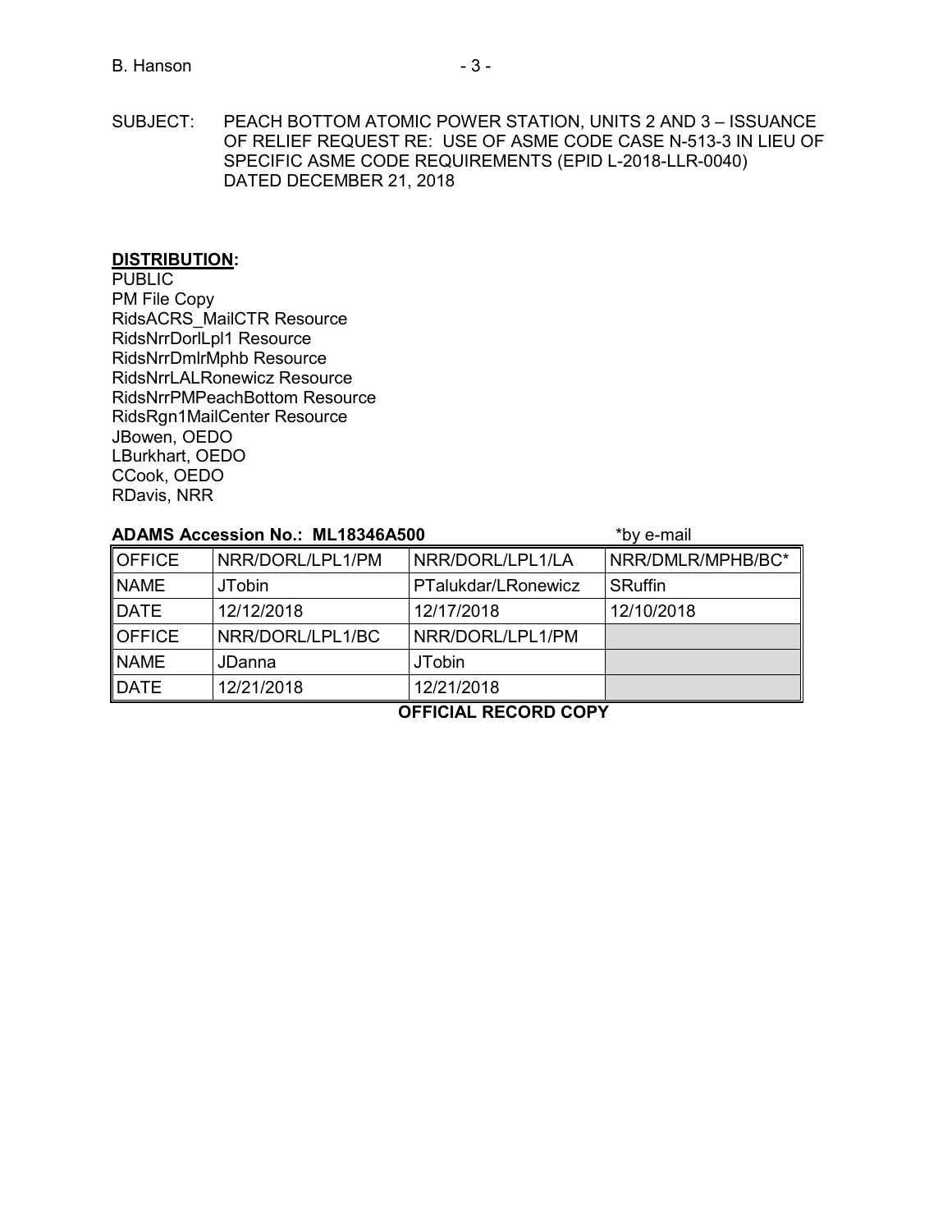SUBJECT: PEACH BOTTOM ATOMIC POWER STATION, UNITS 2 AND 3 – ISSUANCE OF RELIEF REQUEST RE: USE OF ASME CODE CASE N-513-3 IN LIEU OF SPECIFIC ASME CODE REQUIREMENTS (EPID L-2018-LLR-0040) DATED DECEMBER 21, 2018

**DISTRIBUTION:**
PUBLIC
PM File Copy
RidsACRS_MailCTR Resource
RidsNrrDorlLpl1 Resource
RidsNrrDmlrMphb Resource
RidsNrrLALRonewicz Resource
RidsNrrPMPeachBottom Resource
RidsRgn1MailCenter Resource
JBowen, OEDO
LBurkhart, OEDO
CCook, OEDO
RDavis, NRR

**ADAMS Accession No.: ML18346A500** *by e-mail

| OFFICE | NRR/DORL/LPL1/PM | NRR/DORL/LPL1/LA | NRR/DMLR/MPHB/BC* |
|---|---|---|---|
| NAME | JTobin | PTalukdar/LRonewicz | SRuffin |
| DATE | 12/12/2018 | 12/17/2018 | 12/10/2018 |
| OFFICE | NRR/DORL/LPL1/BC | NRR/DORL/LPL1/PM | |
| NAME | JDanna | JTobin | |
| DATE | 12/21/2018 | 12/21/2018 | |

**OFFICIAL RECORD COPY**